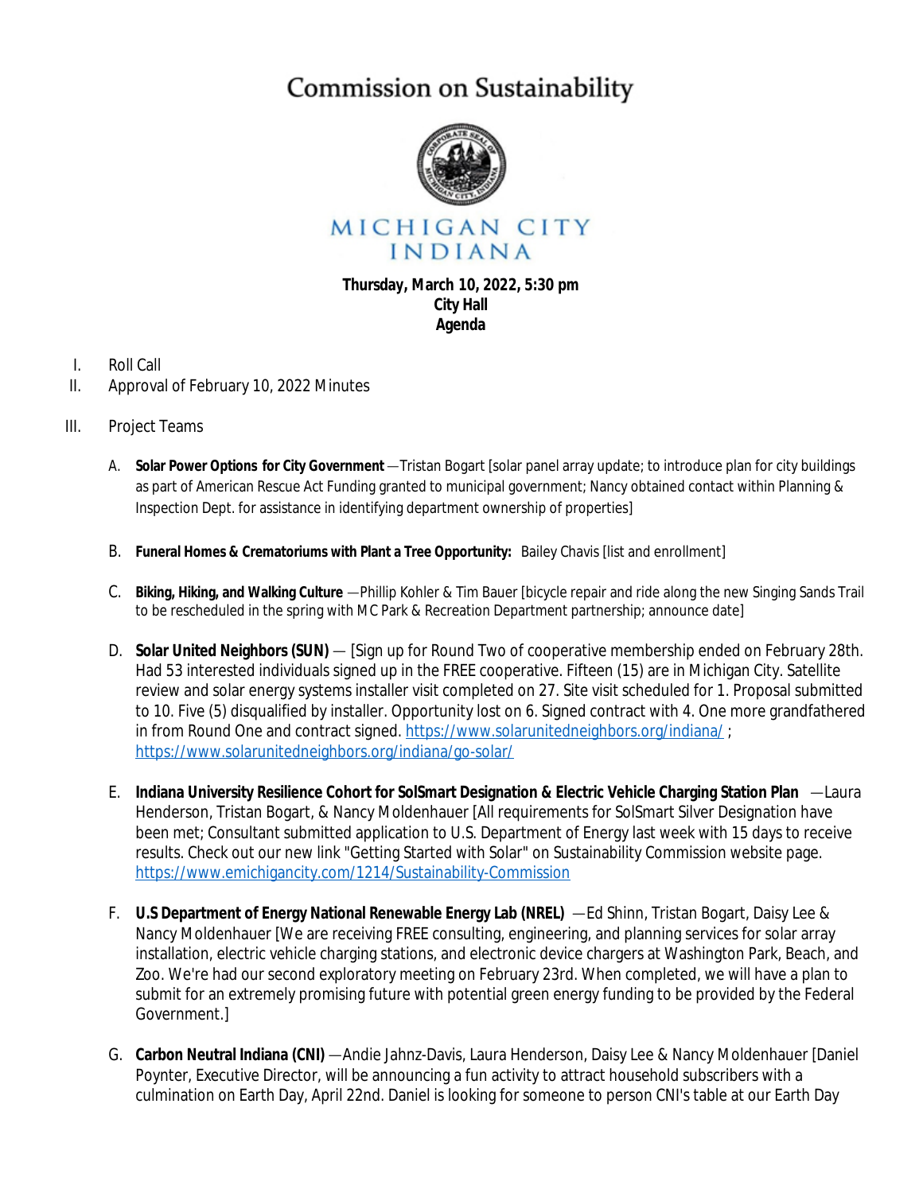# Commission on Sustainability

MICHIGAN CITY
INDIANA

**Thursday, March 10, 2022, 5:30 pm**
**City Hall**
**Agenda**

I. Roll Call
II. Approval of February 10, 2022 Minutes

III. Project Teams

A. **Solar Power Options for City Government** —Tristan Bogart [solar panel array update; to introduce plan for city buildings as part of American Rescue Act Funding granted to municipal government; Nancy obtained contact within Planning & Inspection Dept. for assistance in identifying department ownership of properties]

B. **Funeral Homes & Crematoriums with Plant a Tree Opportunity:** Bailey Chavis [list and enrollment]

C. **Biking, Hiking, and Walking Culture** —Phillip Kohler & Tim Bauer [bicycle repair and ride along the new Singing Sands Trail to be rescheduled in the spring with MC Park & Recreation Department partnership; announce date]

D. **Solar United Neighbors (SUN)** — [Sign up for Round Two of cooperative membership ended on February 28th. Had 53 interested individuals signed up in the FREE cooperative. Fifteen (15) are in Michigan City. Satellite review and solar energy systems installer visit completed on 27. Site visit scheduled for 1. Proposal submitted to 10. Five (5) disqualified by installer. Opportunity lost on 6. Signed contract with 4. One more grandfathered in from Round One and contract signed. https://www.solarunitedneighbors.org/indiana/ ; https://www.solarunitedneighbors.org/indiana/go-solar/

E. **Indiana University Resilience Cohort for SolSmart Designation & Electric Vehicle Charging Station Plan** —Laura Henderson, Tristan Bogart, & Nancy Moldenhauer [All requirements for SolSmart Silver Designation have been met; Consultant submitted application to U.S. Department of Energy last week with 15 days to receive results. Check out our new link "Getting Started with Solar" on Sustainability Commission website page. https://www.emichigancity.com/1214/Sustainability-Commission

F. **U.S Department of Energy National Renewable Energy Lab (NREL)** —Ed Shinn, Tristan Bogart, Daisy Lee & Nancy Moldenhauer [We are receiving FREE consulting, engineering, and planning services for solar array installation, electric vehicle charging stations, and electronic device chargers at Washington Park, Beach, and Zoo. We're had our second exploratory meeting on February 23rd. When completed, we will have a plan to submit for an extremely promising future with potential green energy funding to be provided by the Federal Government.]

G. **Carbon Neutral Indiana (CNI)** —Andie Jahnz-Davis, Laura Henderson, Daisy Lee & Nancy Moldenhauer [Daniel Poynter, Executive Director, will be announcing a fun activity to attract household subscribers with a culmination on Earth Day, April 22nd. Daniel is looking for someone to person CNI's table at our Earth Day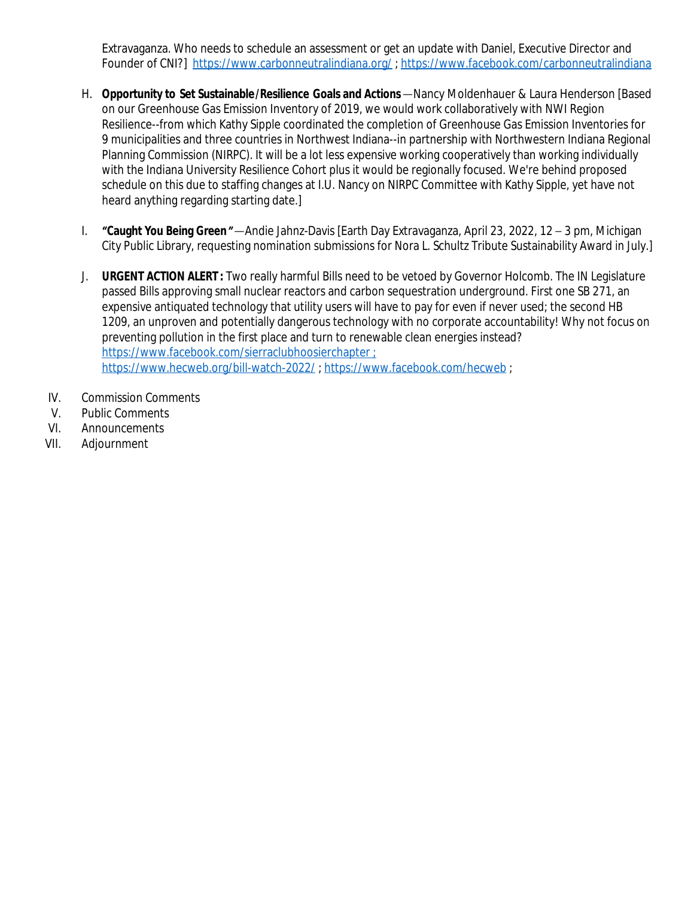Extravaganza. Who needs to schedule an assessment or get an update with Daniel, Executive Director and Founder of CNI?] https://www.carbonneutralindiana.org/ ; https://www.facebook.com/carbonneutralindiana

H. **Opportunity to Set Sustainable/Resilience Goals and Actions**—Nancy Moldenhauer & Laura Henderson [Based on our Greenhouse Gas Emission Inventory of 2019, we would work collaboratively with NWI Region Resilience--from which Kathy Sipple coordinated the completion of Greenhouse Gas Emission Inventories for 9 municipalities and three countries in Northwest Indiana--in partnership with Northwestern Indiana Regional Planning Commission (NIRPC). It will be a lot less expensive working cooperatively than working individually with the Indiana University Resilience Cohort plus it would be regionally focused. We're behind proposed schedule on this due to staffing changes at I.U. Nancy on NIRPC Committee with Kathy Sipple, yet have not heard anything regarding starting date.]

I. **"Caught You Being Green"**—Andie Jahnz-Davis [Earth Day Extravaganza, April 23, 2022, 12 – 3 pm, Michigan City Public Library, requesting nomination submissions for Nora L. Schultz Tribute Sustainability Award in July.]

J. **URGENT ACTION ALERT:** Two really harmful Bills need to be vetoed by Governor Holcomb. The IN Legislature passed Bills approving small nuclear reactors and carbon sequestration underground. First one SB 271, an expensive antiquated technology that utility users will have to pay for even if never used; the second HB 1209, an unproven and potentially dangerous technology with no corporate accountability! Why not focus on preventing pollution in the first place and turn to renewable clean energies instead? https://www.facebook.com/sierraclubhoosierchapter ; https://www.hecweb.org/bill-watch-2022/ ; https://www.facebook.com/hecweb ;

IV. Commission Comments

V. Public Comments

VI. Announcements

VII. Adjournment